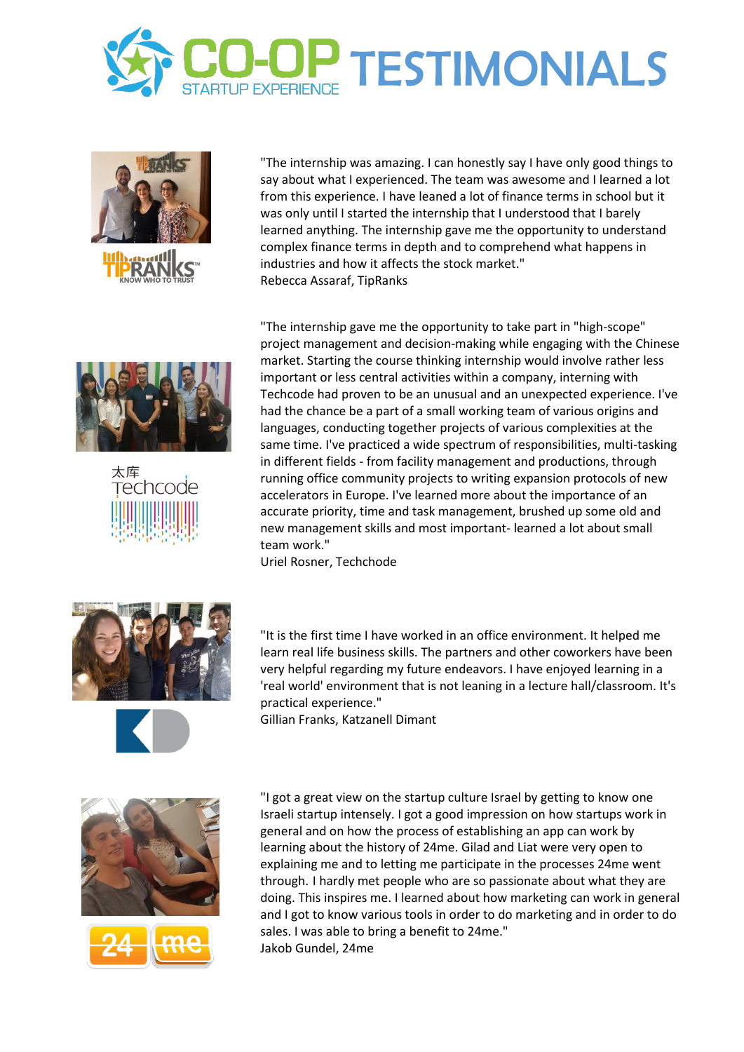# CO-OP STARTUP EXPERIENCE TESTIMONIALS

"The internship was amazing. I can honestly say I have only good things to say about what I experienced. The team was awesome and I learned a lot from this experience. I have leaned a lot of finance terms in school but it was only until I started the internship that I understood that I barely learned anything. The internship gave me the opportunity to understand complex finance terms in depth and to comprehend what happens in industries and how it affects the stock market."
Rebecca Assaraf, TipRanks

"The internship gave me the opportunity to take part in "high-scope" project management and decision-making while engaging with the Chinese market. Starting the course thinking internship would involve rather less important or less central activities within a company, interning with Techcode had proven to be an unusual and an unexpected experience. I've had the chance be a part of a small working team of various origins and languages, conducting together projects of various complexities at the same time. I've practiced a wide spectrum of responsibilities, multi-tasking in different fields - from facility management and productions, through running office community projects to writing expansion protocols of new accelerators in Europe. I've learned more about the importance of an accurate priority, time and task management, brushed up some old and new management skills and most important- learned a lot about small team work."
Uriel Rosner, Techchode

"It is the first time I have worked in an office environment. It helped me learn real life business skills. The partners and other coworkers have been very helpful regarding my future endeavors. I have enjoyed learning in a 'real world' environment that is not leaning in a lecture hall/classroom. It's practical experience."
Gillian Franks, Katzanell Dimant

"I got a great view on the startup culture Israel by getting to know one Israeli startup intensely. I got a good impression on how startups work in general and on how the process of establishing an app can work by learning about the history of 24me. Gilad and Liat were very open to explaining me and to letting me participate in the processes 24me went through. I hardly met people who are so passionate about what they are doing. This inspires me. I learned about how marketing can work in general and I got to know various tools in order to do marketing and in order to do sales. I was able to bring a benefit to 24me."
Jakob Gundel, 24me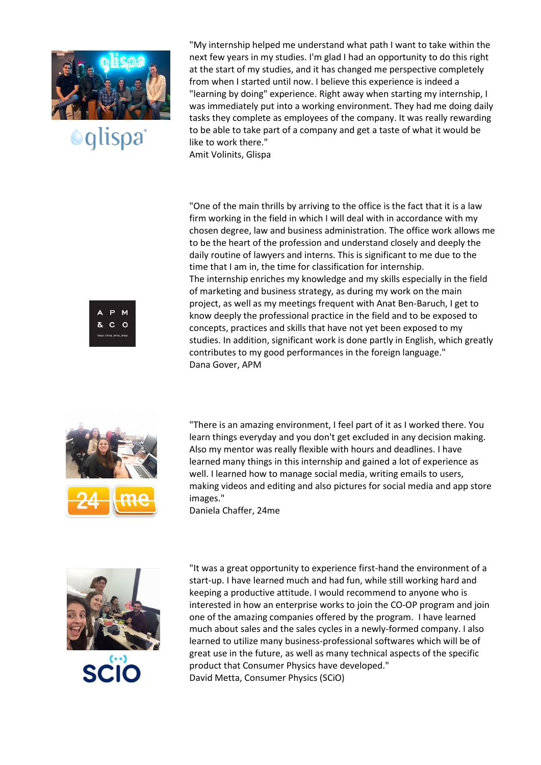"My internship helped me understand what path I want to take within the next few years in my studies. I'm glad I had an opportunity to do this right at the start of my studies, and it has changed me perspective completely from when I started until now. I believe this experience is indeed a "learning by doing" experience. Right away when starting my internship, I was immediately put into a working environment. They had me doing daily tasks they complete as employees of the company. It was really rewarding to be able to take part of a company and get a taste of what it would be like to work there."
Amit Volinits, Glispa

"One of the main thrills by arriving to the office is the fact that it is a law firm working in the field in which I will deal with in accordance with my chosen degree, law and business administration. The office work allows me to be the heart of the profession and understand closely and deeply the daily routine of lawyers and interns. This is significant to me due to the time that I am in, the time for classification for internship.
The internship enriches my knowledge and my skills especially in the field of marketing and business strategy, as during my work on the main project, as well as my meetings frequent with Anat Ben-Baruch, I get to know deeply the professional practice in the field and to be exposed to concepts, practices and skills that have not yet been exposed to my studies. In addition, significant work is done partly in English, which greatly contributes to my good performances in the foreign language."
Dana Gover, APM

"There is an amazing environment, I feel part of it as I worked there. You learn things everyday and you don't get excluded in any decision making. Also my mentor was really flexible with hours and deadlines. I have learned many things in this internship and gained a lot of experience as well. I learned how to manage social media, writing emails to users, making videos and editing and also pictures for social media and app store images."
Daniela Chaffer, 24me

"It was a great opportunity to experience first-hand the environment of a start-up. I have learned much and had fun, while still working hard and keeping a productive attitude. I would recommend to anyone who is interested in how an enterprise works to join the CO-OP program and join one of the amazing companies offered by the program. I have learned much about sales and the sales cycles in a newly-formed company. I also learned to utilize many business-professional softwares which will be of great use in the future, as well as many technical aspects of the specific product that Consumer Physics have developed."
David Metta, Consumer Physics (SCiO)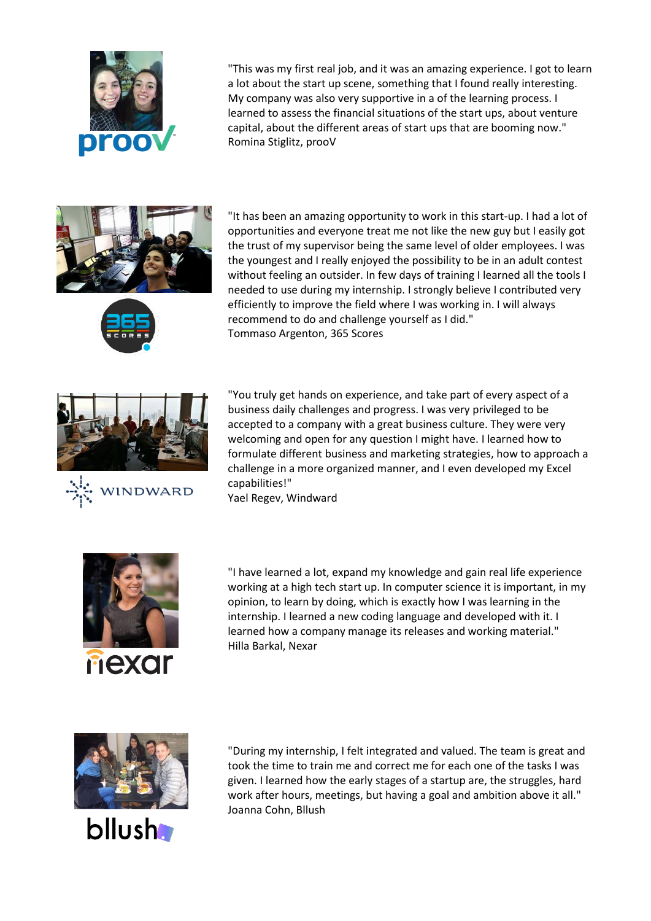"This was my first real job, and it was an amazing experience. I got to learn a lot about the start up scene, something that I found really interesting. My company was also very supportive in a of the learning process. I learned to assess the financial situations of the start ups, about venture capital, about the different areas of start ups that are booming now."
Romina Stiglitz, prooV

"It has been an amazing opportunity to work in this start-up. I had a lot of opportunities and everyone treat me not like the new guy but I easily got the trust of my supervisor being the same level of older employees. I was the youngest and I really enjoyed the possibility to be in an adult contest without feeling an outsider. In few days of training I learned all the tools I needed to use during my internship. I strongly believe I contributed very efficiently to improve the field where I was working in. I will always recommend to do and challenge yourself as I did."
Tommaso Argenton, 365 Scores

"You truly get hands on experience, and take part of every aspect of a business daily challenges and progress. I was very privileged to be accepted to a company with a great business culture. They were very welcoming and open for any question I might have. I learned how to formulate different business and marketing strategies, how to approach a challenge in a more organized manner, and I even developed my Excel capabilities!"
Yael Regev, Windward

"I have learned a lot, expand my knowledge and gain real life experience working at a high tech start up. In computer science it is important, in my opinion, to learn by doing, which is exactly how I was learning in the internship. I learned a new coding language and developed with it. I learned how a company manage its releases and working material."
Hilla Barkal, Nexar

"During my internship, I felt integrated and valued. The team is great and took the time to train me and correct me for each one of the tasks I was given. I learned how the early stages of a startup are, the struggles, hard work after hours, meetings, but having a goal and ambition above it all."
Joanna Cohn, Bllush